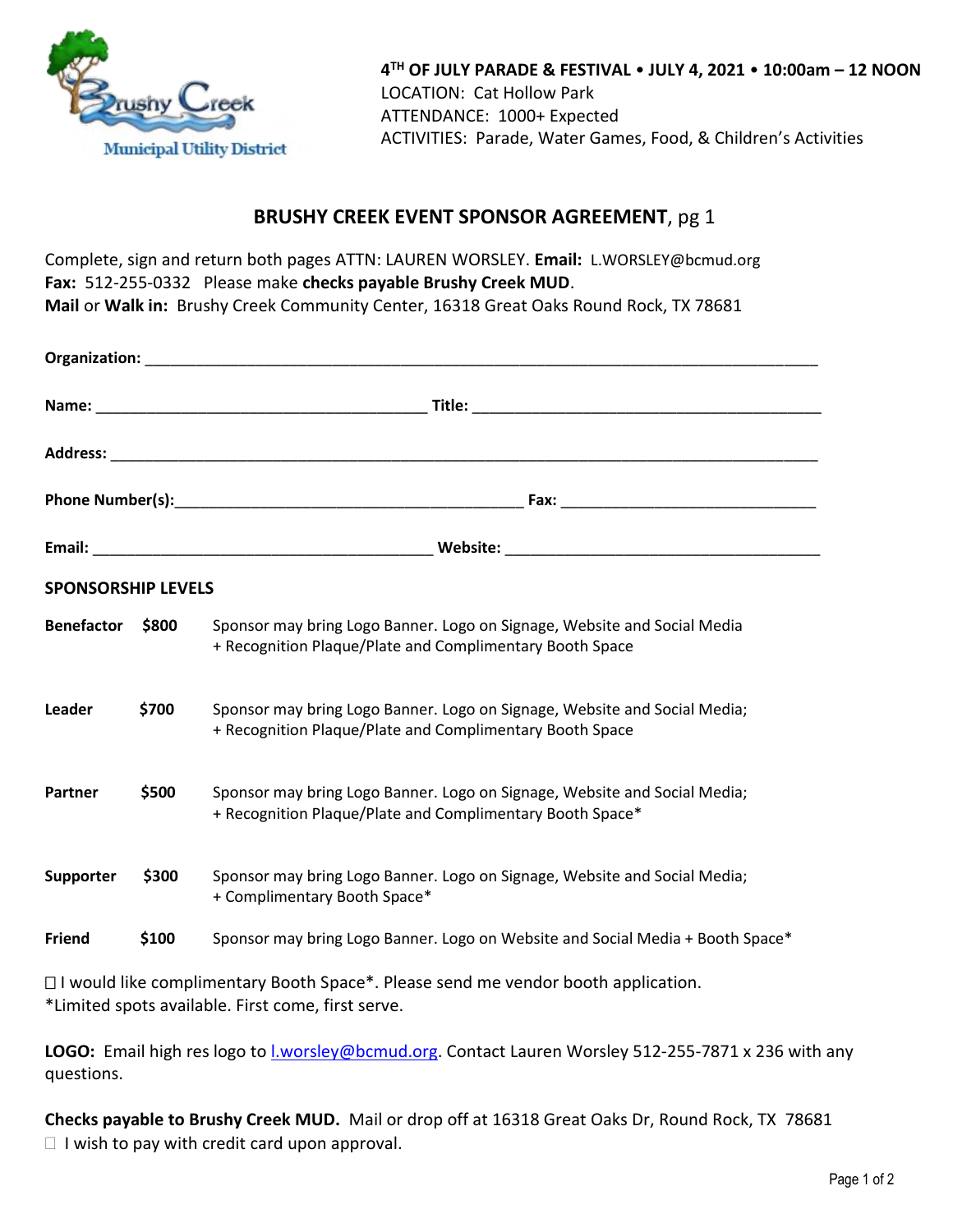**4TH OF JULY PARADE & FESTIVAL • JULY 4, 2021 • 10:00am – 12 NOON**
LOCATION: Cat Hollow Park
ATTENDANCE: 1000+ Expected
ACTIVITIES: Parade, Water Games, Food, & Children's Activities

## BRUSHY CREEK EVENT SPONSOR AGREEMENT, pg 1

Complete, sign and return both pages ATTN: LAUREN WORSLEY. **Email:** L.WORSLEY@bcmud.org
**Fax:** 512-255-0332 Please make **checks payable Brushy Creek MUD**.
**Mail** or **Walk in:** Brushy Creek Community Center, 16318 Great Oaks Round Rock, TX 78681

**Organization:** ______________________________________________________________

**Name:** ________________________________ **Title:** ________________________________

**Address:** ______________________________________________________________

**Phone Number(s):** ________________________________ **Fax:** ________________________

**Email:** ________________________________ **Website:** ______________________________

**SPONSORSHIP LEVELS**

| | | |
|---|---|---|
| **Benefactor** | **$800** | Sponsor may bring Logo Banner. Logo on Signage, Website and Social Media + Recognition Plaque/Plate and Complimentary Booth Space |
| **Leader** | **$700** | Sponsor may bring Logo Banner. Logo on Signage, Website and Social Media; + Recognition Plaque/Plate and Complimentary Booth Space |
| **Partner** | **$500** | Sponsor may bring Logo Banner. Logo on Signage, Website and Social Media; + Recognition Plaque/Plate and Complimentary Booth Space* |
| **Supporter** | **$300** | Sponsor may bring Logo Banner. Logo on Signage, Website and Social Media; + Complimentary Booth Space* |
| **Friend** | **$100** | Sponsor may bring Logo Banner. Logo on Website and Social Media + Booth Space* |

☐ I would like complimentary Booth Space*. Please send me vendor booth application.
*Limited spots available. First come, first serve.

**LOGO:** Email high res logo to l.worsley@bcmud.org. Contact Lauren Worsley 512-255-7871 x 236 with any questions.

**Checks payable to Brushy Creek MUD.** Mail or drop off at 16318 Great Oaks Dr, Round Rock, TX 78681
☐ I wish to pay with credit card upon approval.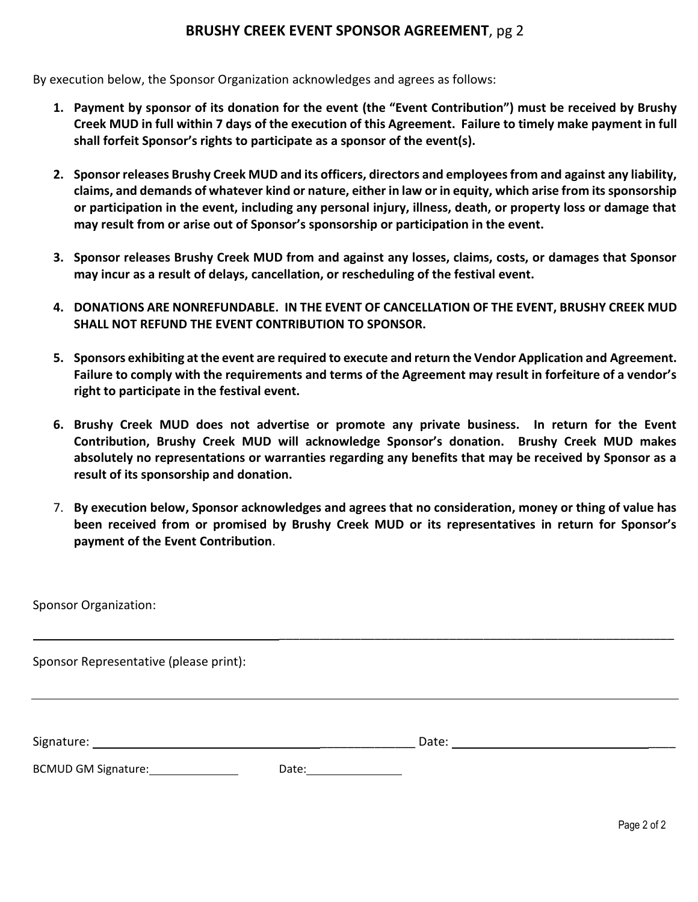## BRUSHY CREEK EVENT SPONSOR AGREEMENT, pg 2

By execution below, the Sponsor Organization acknowledges and agrees as follows:

1. **Payment by sponsor of its donation for the event (the "Event Contribution") must be received by Brushy Creek MUD in full within 7 days of the execution of this Agreement. Failure to timely make payment in full shall forfeit Sponsor's rights to participate as a sponsor of the event(s).**

2. **Sponsor releases Brushy Creek MUD and its officers, directors and employees from and against any liability, claims, and demands of whatever kind or nature, either in law or in equity, which arise from its sponsorship or participation in the event, including any personal injury, illness, death, or property loss or damage that may result from or arise out of Sponsor's sponsorship or participation in the event.**

3. **Sponsor releases Brushy Creek MUD from and against any losses, claims, costs, or damages that Sponsor may incur as a result of delays, cancellation, or rescheduling of the festival event.**

4. **DONATIONS ARE NONREFUNDABLE. IN THE EVENT OF CANCELLATION OF THE EVENT, BRUSHY CREEK MUD SHALL NOT REFUND THE EVENT CONTRIBUTION TO SPONSOR.**

5. **Sponsors exhibiting at the event are required to execute and return the Vendor Application and Agreement. Failure to comply with the requirements and terms of the Agreement may result in forfeiture of a vendor's right to participate in the festival event.**

6. **Brushy Creek MUD does not advertise or promote any private business. In return for the Event Contribution, Brushy Creek MUD will acknowledge Sponsor's donation. Brushy Creek MUD makes absolutely no representations or warranties regarding any benefits that may be received by Sponsor as a result of its sponsorship and donation.**

7. **By execution below, Sponsor acknowledges and agrees that no consideration, money or thing of value has been received from or promised by Brushy Creek MUD or its representatives in return for Sponsor's payment of the Event Contribution**.

Sponsor Organization:

_______________________________________________________________________________

Sponsor Representative (please print):

_______________________________________________________________________________

Signature: ____________________________________________ Date: ______________________________

BCMUD GM Signature: ______________ Date: ________________